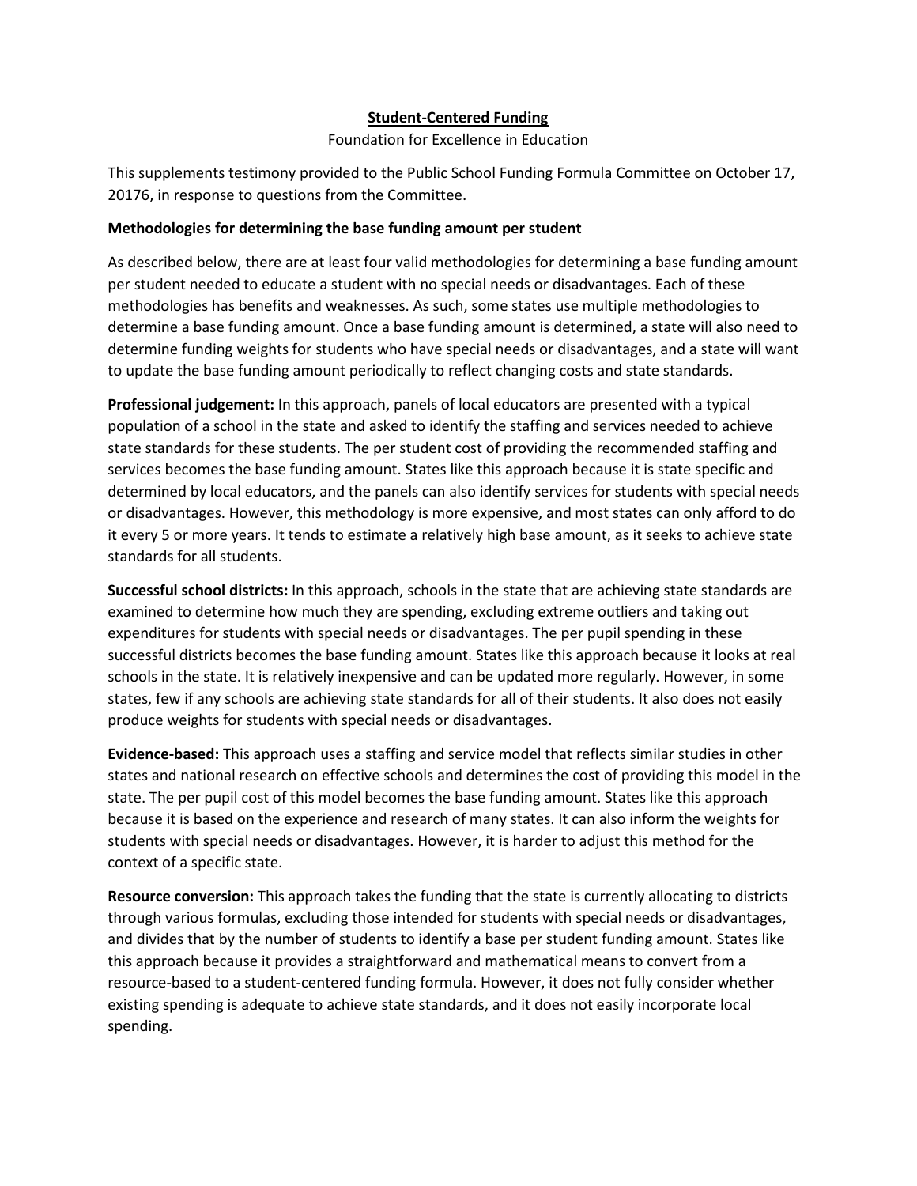**Student-Centered Funding**

Foundation for Excellence in Education

This supplements testimony provided to the Public School Funding Formula Committee on October 17, 20176, in response to questions from the Committee.

**Methodologies for determining the base funding amount per student**

As described below, there are at least four valid methodologies for determining a base funding amount per student needed to educate a student with no special needs or disadvantages. Each of these methodologies has benefits and weaknesses. As such, some states use multiple methodologies to determine a base funding amount. Once a base funding amount is determined, a state will also need to determine funding weights for students who have special needs or disadvantages, and a state will want to update the base funding amount periodically to reflect changing costs and state standards.

**Professional judgement:** In this approach, panels of local educators are presented with a typical population of a school in the state and asked to identify the staffing and services needed to achieve state standards for these students. The per student cost of providing the recommended staffing and services becomes the base funding amount. States like this approach because it is state specific and determined by local educators, and the panels can also identify services for students with special needs or disadvantages. However, this methodology is more expensive, and most states can only afford to do it every 5 or more years. It tends to estimate a relatively high base amount, as it seeks to achieve state standards for all students.

**Successful school districts:** In this approach, schools in the state that are achieving state standards are examined to determine how much they are spending, excluding extreme outliers and taking out expenditures for students with special needs or disadvantages. The per pupil spending in these successful districts becomes the base funding amount. States like this approach because it looks at real schools in the state. It is relatively inexpensive and can be updated more regularly. However, in some states, few if any schools are achieving state standards for all of their students. It also does not easily produce weights for students with special needs or disadvantages.

**Evidence-based:** This approach uses a staffing and service model that reflects similar studies in other states and national research on effective schools and determines the cost of providing this model in the state. The per pupil cost of this model becomes the base funding amount. States like this approach because it is based on the experience and research of many states. It can also inform the weights for students with special needs or disadvantages. However, it is harder to adjust this method for the context of a specific state.

**Resource conversion:** This approach takes the funding that the state is currently allocating to districts through various formulas, excluding those intended for students with special needs or disadvantages, and divides that by the number of students to identify a base per student funding amount. States like this approach because it provides a straightforward and mathematical means to convert from a resource-based to a student-centered funding formula. However, it does not fully consider whether existing spending is adequate to achieve state standards, and it does not easily incorporate local spending.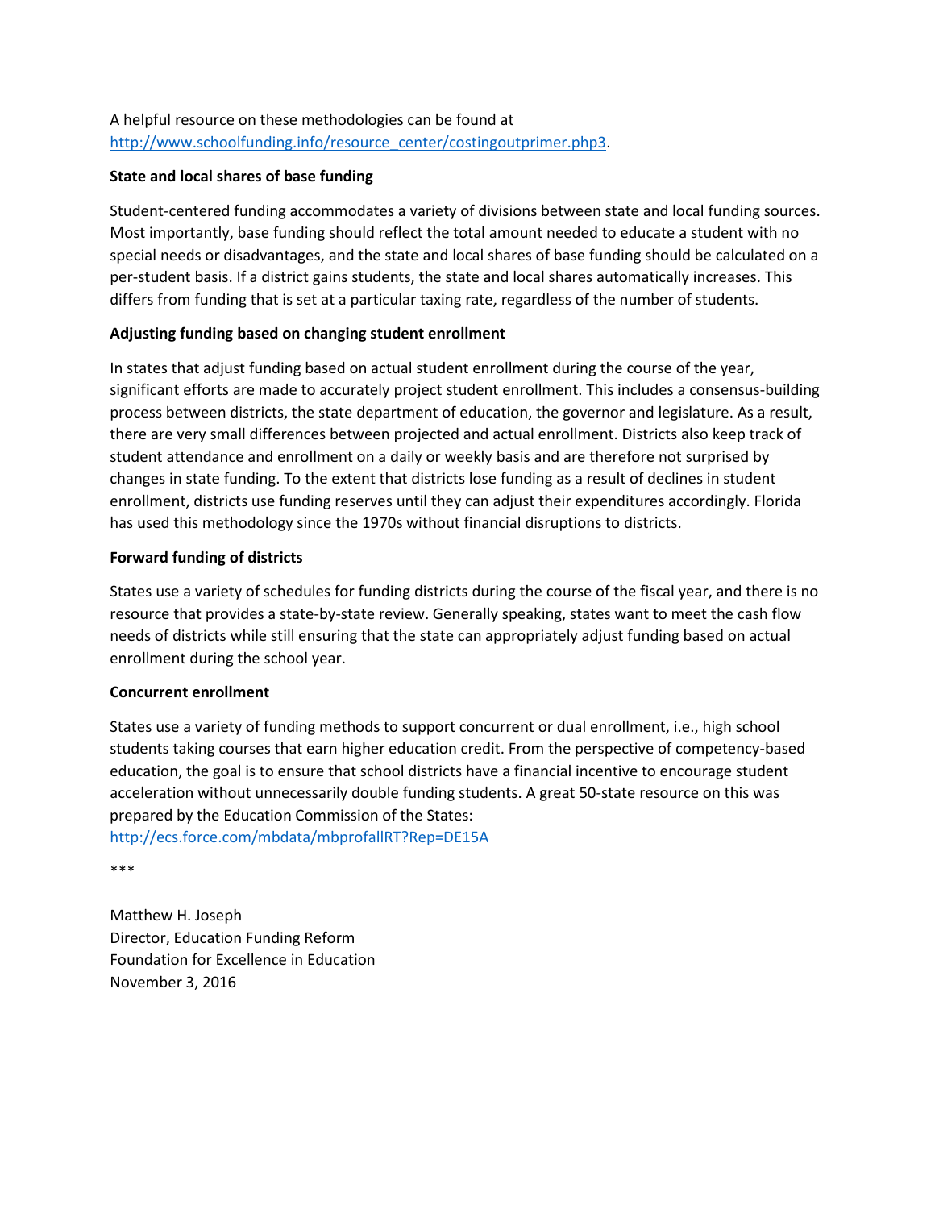A helpful resource on these methodologies can be found at http://www.schoolfunding.info/resource_center/costingoutprimer.php3.

**State and local shares of base funding**

Student-centered funding accommodates a variety of divisions between state and local funding sources. Most importantly, base funding should reflect the total amount needed to educate a student with no special needs or disadvantages, and the state and local shares of base funding should be calculated on a per-student basis. If a district gains students, the state and local shares automatically increases. This differs from funding that is set at a particular taxing rate, regardless of the number of students.

**Adjusting funding based on changing student enrollment**

In states that adjust funding based on actual student enrollment during the course of the year, significant efforts are made to accurately project student enrollment. This includes a consensus-building process between districts, the state department of education, the governor and legislature. As a result, there are very small differences between projected and actual enrollment. Districts also keep track of student attendance and enrollment on a daily or weekly basis and are therefore not surprised by changes in state funding. To the extent that districts lose funding as a result of declines in student enrollment, districts use funding reserves until they can adjust their expenditures accordingly. Florida has used this methodology since the 1970s without financial disruptions to districts.

**Forward funding of districts**

States use a variety of schedules for funding districts during the course of the fiscal year, and there is no resource that provides a state-by-state review. Generally speaking, states want to meet the cash flow needs of districts while still ensuring that the state can appropriately adjust funding based on actual enrollment during the school year.

**Concurrent enrollment**

States use a variety of funding methods to support concurrent or dual enrollment, i.e., high school students taking courses that earn higher education credit. From the perspective of competency-based education, the goal is to ensure that school districts have a financial incentive to encourage student acceleration without unnecessarily double funding students. A great 50-state resource on this was prepared by the Education Commission of the States: http://ecs.force.com/mbdata/mbprofallRT?Rep=DE15A

***

Matthew H. Joseph
Director, Education Funding Reform
Foundation for Excellence in Education
November 3, 2016